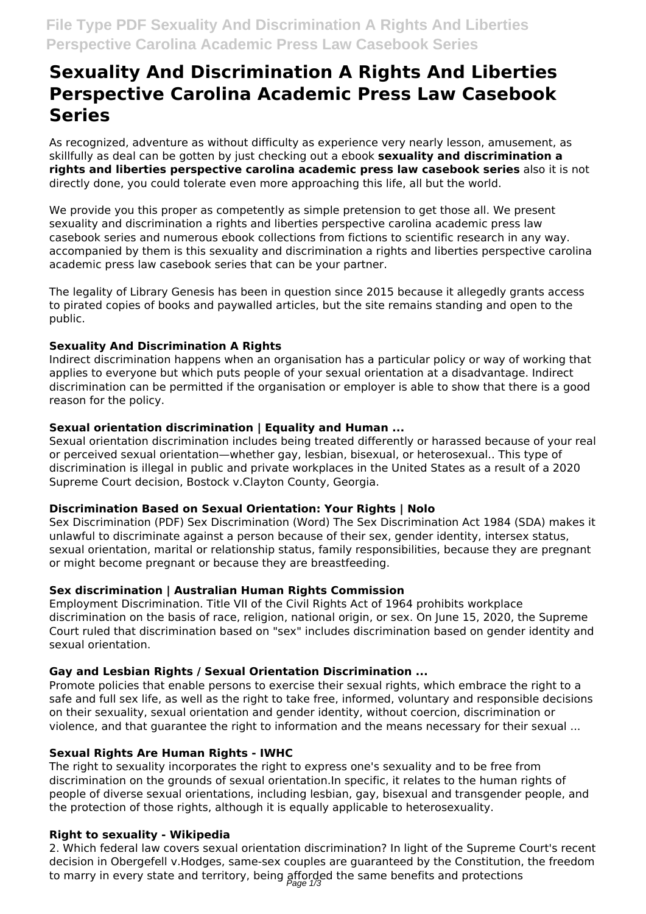# Sexuality And Discrimination A Rights And Liberties Perspective Carolina Academic Press Law Casebook Series

As recognized, adventure as without difficulty as experience very nearly lesson, amusement, as skillfully as deal can be gotten by just checking out a ebook **sexuality and discrimination a rights and liberties perspective carolina academic press law casebook series** also it is not directly done, you could tolerate even more approaching this life, all but the world.

We provide you this proper as competently as simple pretension to get those all. We present sexuality and discrimination a rights and liberties perspective carolina academic press law casebook series and numerous ebook collections from fictions to scientific research in any way. accompanied by them is this sexuality and discrimination a rights and liberties perspective carolina academic press law casebook series that can be your partner.

The legality of Library Genesis has been in question since 2015 because it allegedly grants access to pirated copies of books and paywalled articles, but the site remains standing and open to the public.

### Sexuality And Discrimination A Rights

Indirect discrimination happens when an organisation has a particular policy or way of working that applies to everyone but which puts people of your sexual orientation at a disadvantage. Indirect discrimination can be permitted if the organisation or employer is able to show that there is a good reason for the policy.

### Sexual orientation discrimination | Equality and Human ...

Sexual orientation discrimination includes being treated differently or harassed because of your real or perceived sexual orientation—whether gay, lesbian, bisexual, or heterosexual.. This type of discrimination is illegal in public and private workplaces in the United States as a result of a 2020 Supreme Court decision, Bostock v.Clayton County, Georgia.

### Discrimination Based on Sexual Orientation: Your Rights | Nolo

Sex Discrimination (PDF) Sex Discrimination (Word) The Sex Discrimination Act 1984 (SDA) makes it unlawful to discriminate against a person because of their sex, gender identity, intersex status, sexual orientation, marital or relationship status, family responsibilities, because they are pregnant or might become pregnant or because they are breastfeeding.

### Sex discrimination | Australian Human Rights Commission

Employment Discrimination. Title VII of the Civil Rights Act of 1964 prohibits workplace discrimination on the basis of race, religion, national origin, or sex. On June 15, 2020, the Supreme Court ruled that discrimination based on "sex" includes discrimination based on gender identity and sexual orientation.

### Gay and Lesbian Rights / Sexual Orientation Discrimination ...

Promote policies that enable persons to exercise their sexual rights, which embrace the right to a safe and full sex life, as well as the right to take free, informed, voluntary and responsible decisions on their sexuality, sexual orientation and gender identity, without coercion, discrimination or violence, and that guarantee the right to information and the means necessary for their sexual ...

### Sexual Rights Are Human Rights - IWHC

The right to sexuality incorporates the right to express one's sexuality and to be free from discrimination on the grounds of sexual orientation.In specific, it relates to the human rights of people of diverse sexual orientations, including lesbian, gay, bisexual and transgender people, and the protection of those rights, although it is equally applicable to heterosexuality.

### Right to sexuality - Wikipedia

2. Which federal law covers sexual orientation discrimination? In light of the Supreme Court's recent decision in Obergefell v.Hodges, same-sex couples are guaranteed by the Constitution, the freedom to marry in every state and territory, being afforded the same benefits and protections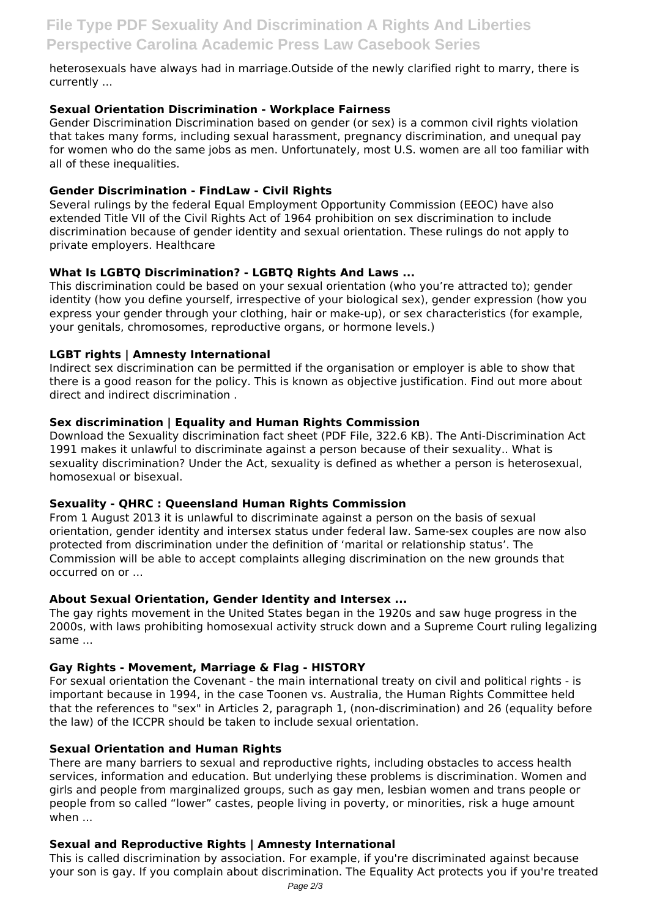heterosexuals have always had in marriage.Outside of the newly clarified right to marry, there is currently ...

### Sexual Orientation Discrimination - Workplace Fairness

Gender Discrimination Discrimination based on gender (or sex) is a common civil rights violation that takes many forms, including sexual harassment, pregnancy discrimination, and unequal pay for women who do the same jobs as men. Unfortunately, most U.S. women are all too familiar with all of these inequalities.

### Gender Discrimination - FindLaw - Civil Rights

Several rulings by the federal Equal Employment Opportunity Commission (EEOC) have also extended Title VII of the Civil Rights Act of 1964 prohibition on sex discrimination to include discrimination because of gender identity and sexual orientation. These rulings do not apply to private employers. Healthcare

### What Is LGBTQ Discrimination? - LGBTQ Rights And Laws ...

This discrimination could be based on your sexual orientation (who you're attracted to); gender identity (how you define yourself, irrespective of your biological sex), gender expression (how you express your gender through your clothing, hair or make-up), or sex characteristics (for example, your genitals, chromosomes, reproductive organs, or hormone levels.)

### LGBT rights | Amnesty International

Indirect sex discrimination can be permitted if the organisation or employer is able to show that there is a good reason for the policy. This is known as objective justification. Find out more about direct and indirect discrimination .

### Sex discrimination | Equality and Human Rights Commission

Download the Sexuality discrimination fact sheet (PDF File, 322.6 KB). The Anti-Discrimination Act 1991 makes it unlawful to discriminate against a person because of their sexuality.. What is sexuality discrimination? Under the Act, sexuality is defined as whether a person is heterosexual, homosexual or bisexual.

### Sexuality - QHRC : Queensland Human Rights Commission

From 1 August 2013 it is unlawful to discriminate against a person on the basis of sexual orientation, gender identity and intersex status under federal law. Same-sex couples are now also protected from discrimination under the definition of 'marital or relationship status'. The Commission will be able to accept complaints alleging discrimination on the new grounds that occurred on or ...

### About Sexual Orientation, Gender Identity and Intersex ...

The gay rights movement in the United States began in the 1920s and saw huge progress in the 2000s, with laws prohibiting homosexual activity struck down and a Supreme Court ruling legalizing same ...

### Gay Rights - Movement, Marriage & Flag - HISTORY

For sexual orientation the Covenant - the main international treaty on civil and political rights - is important because in 1994, in the case Toonen vs. Australia, the Human Rights Committee held that the references to "sex" in Articles 2, paragraph 1, (non-discrimination) and 26 (equality before the law) of the ICCPR should be taken to include sexual orientation.

### Sexual Orientation and Human Rights

There are many barriers to sexual and reproductive rights, including obstacles to access health services, information and education. But underlying these problems is discrimination. Women and girls and people from marginalized groups, such as gay men, lesbian women and trans people or people from so called "lower" castes, people living in poverty, or minorities, risk a huge amount when ...

### Sexual and Reproductive Rights | Amnesty International

This is called discrimination by association. For example, if you're discriminated against because your son is gay. If you complain about discrimination. The Equality Act protects you if you're treated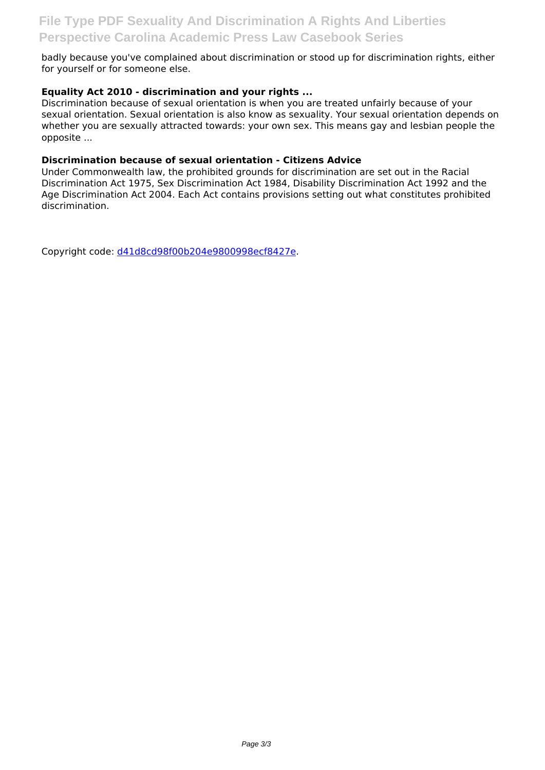badly because you've complained about discrimination or stood up for discrimination rights, either for yourself or for someone else.

**Equality Act 2010 - discrimination and your rights ...**

Discrimination because of sexual orientation is when you are treated unfairly because of your sexual orientation. Sexual orientation is also know as sexuality. Your sexual orientation depends on whether you are sexually attracted towards: your own sex. This means gay and lesbian people the opposite ...

**Discrimination because of sexual orientation - Citizens Advice**

Under Commonwealth law, the prohibited grounds for discrimination are set out in the Racial Discrimination Act 1975, Sex Discrimination Act 1984, Disability Discrimination Act 1992 and the Age Discrimination Act 2004. Each Act contains provisions setting out what constitutes prohibited discrimination.

Copyright code: d41d8cd98f00b204e9800998ecf8427e.